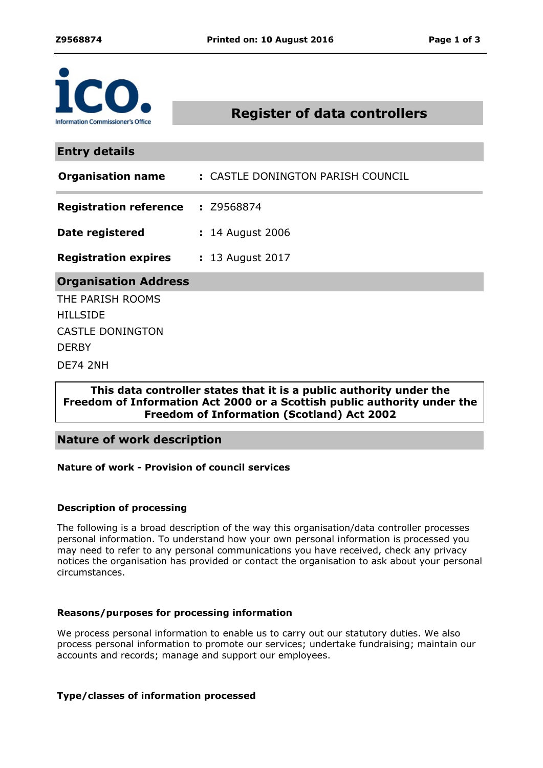# Register of data controllers

## Entry details

| | |
|---|---|
| **Organisation name** | : CASTLE DONINGTON PARISH COUNCIL |
| **Registration reference** | : Z9568874 |
| **Date registered** | : 14 August 2006 |
| **Registration expires** | : 13 August 2017 |

## Organisation Address

THE PARISH ROOMS
HILLSIDE
CASTLE DONINGTON
DERBY
DE74 2NH

**This data controller states that it is a public authority under the Freedom of Information Act 2000 or a Scottish public authority under the Freedom of Information (Scotland) Act 2002**

## Nature of work description

**Nature of work - Provision of council services**

**Description of processing**

The following is a broad description of the way this organisation/data controller processes personal information. To understand how your own personal information is processed you may need to refer to any personal communications you have received, check any privacy notices the organisation has provided or contact the organisation to ask about your personal circumstances.

**Reasons/purposes for processing information**

We process personal information to enable us to carry out our statutory duties. We also process personal information to promote our services; undertake fundraising; maintain our accounts and records; manage and support our employees.

**Type/classes of information processed**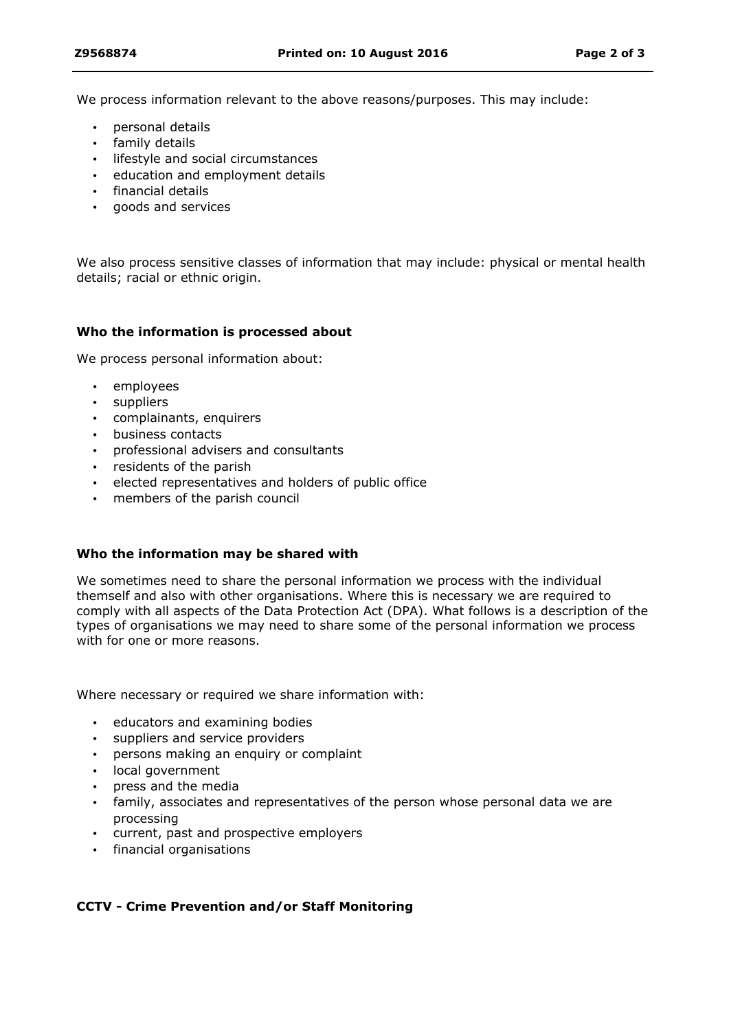We process information relevant to the above reasons/purposes. This may include:

- personal details
- family details
- lifestyle and social circumstances
- education and employment details
- financial details
- goods and services

We also process sensitive classes of information that may include: physical or mental health details; racial or ethnic origin.

**Who the information is processed about**

We process personal information about:

- employees
- suppliers
- complainants, enquirers
- business contacts
- professional advisers and consultants
- residents of the parish
- elected representatives and holders of public office
- members of the parish council

**Who the information may be shared with**

We sometimes need to share the personal information we process with the individual themself and also with other organisations. Where this is necessary we are required to comply with all aspects of the Data Protection Act (DPA). What follows is a description of the types of organisations we may need to share some of the personal information we process with for one or more reasons.

Where necessary or required we share information with:

- educators and examining bodies
- suppliers and service providers
- persons making an enquiry or complaint
- local government
- press and the media
- family, associates and representatives of the person whose personal data we are processing
- current, past and prospective employers
- financial organisations

**CCTV - Crime Prevention and/or Staff Monitoring**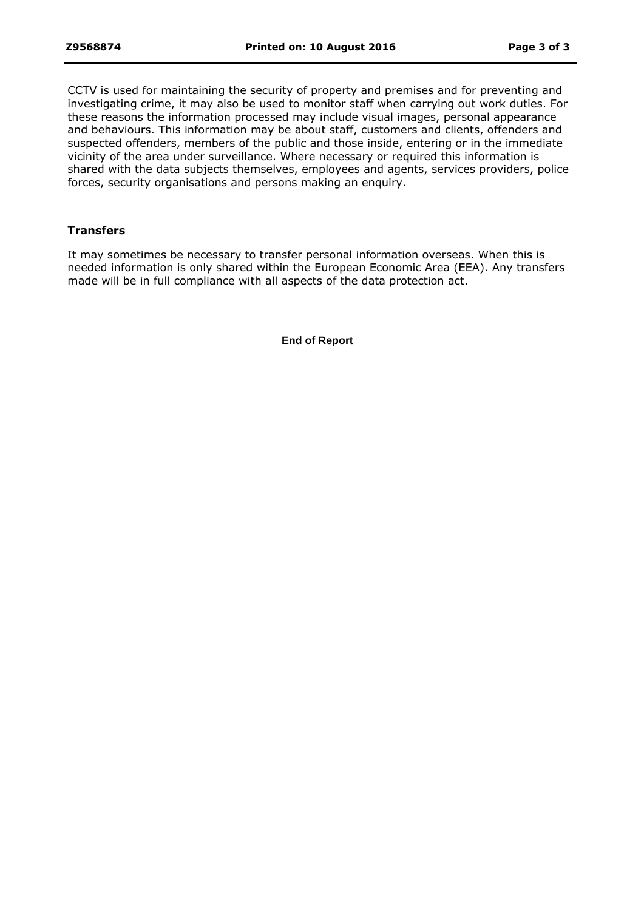CCTV is used for maintaining the security of property and premises and for preventing and investigating crime, it may also be used to monitor staff when carrying out work duties. For these reasons the information processed may include visual images, personal appearance and behaviours. This information may be about staff, customers and clients, offenders and suspected offenders, members of the public and those inside, entering or in the immediate vicinity of the area under surveillance. Where necessary or required this information is shared with the data subjects themselves, employees and agents, services providers, police forces, security organisations and persons making an enquiry.

### Transfers

It may sometimes be necessary to transfer personal information overseas. When this is needed information is only shared within the European Economic Area (EEA). Any transfers made will be in full compliance with all aspects of the data protection act.

**End of Report**